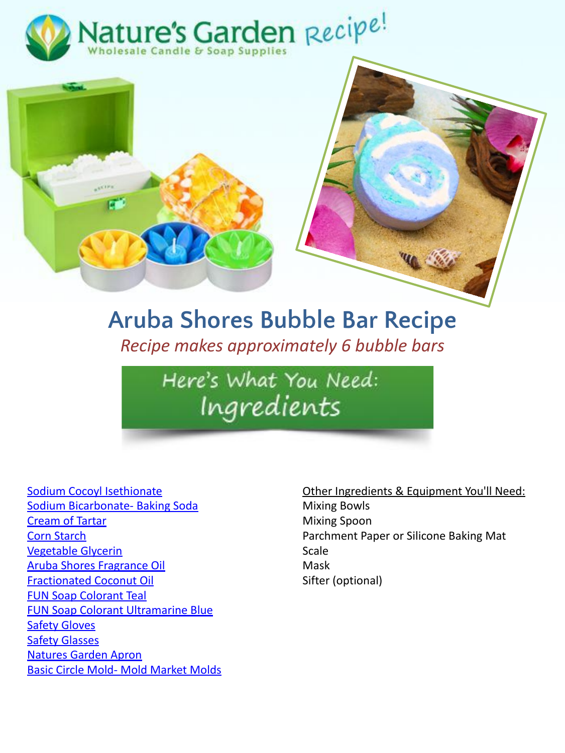Nature's Garden Recipe!

Wholesale Candle & Soap Supplies

# Aruba Shores Bubble Bar Recipe

*Recipe makes approximately 6 bubble bars*

## Here's What You Need: Ingredients

- Sodium Cocoyl Isethionate
- Sodium Bicarbonate- Baking Soda
- Cream of Tartar
- Corn Starch
- Vegetable Glycerin
- Aruba Shores Fragrance Oil
- Fractionated Coconut Oil
- FUN Soap Colorant Teal
- FUN Soap Colorant Ultramarine Blue
- Safety Gloves
- Safety Glasses
- Natures Garden Apron
- Basic Circle Mold- Mold Market Molds

Other Ingredients & Equipment You'll Need:

- Mixing Bowls
- Mixing Spoon
- Parchment Paper or Silicone Baking Mat
- Scale
- Mask
- Sifter (optional)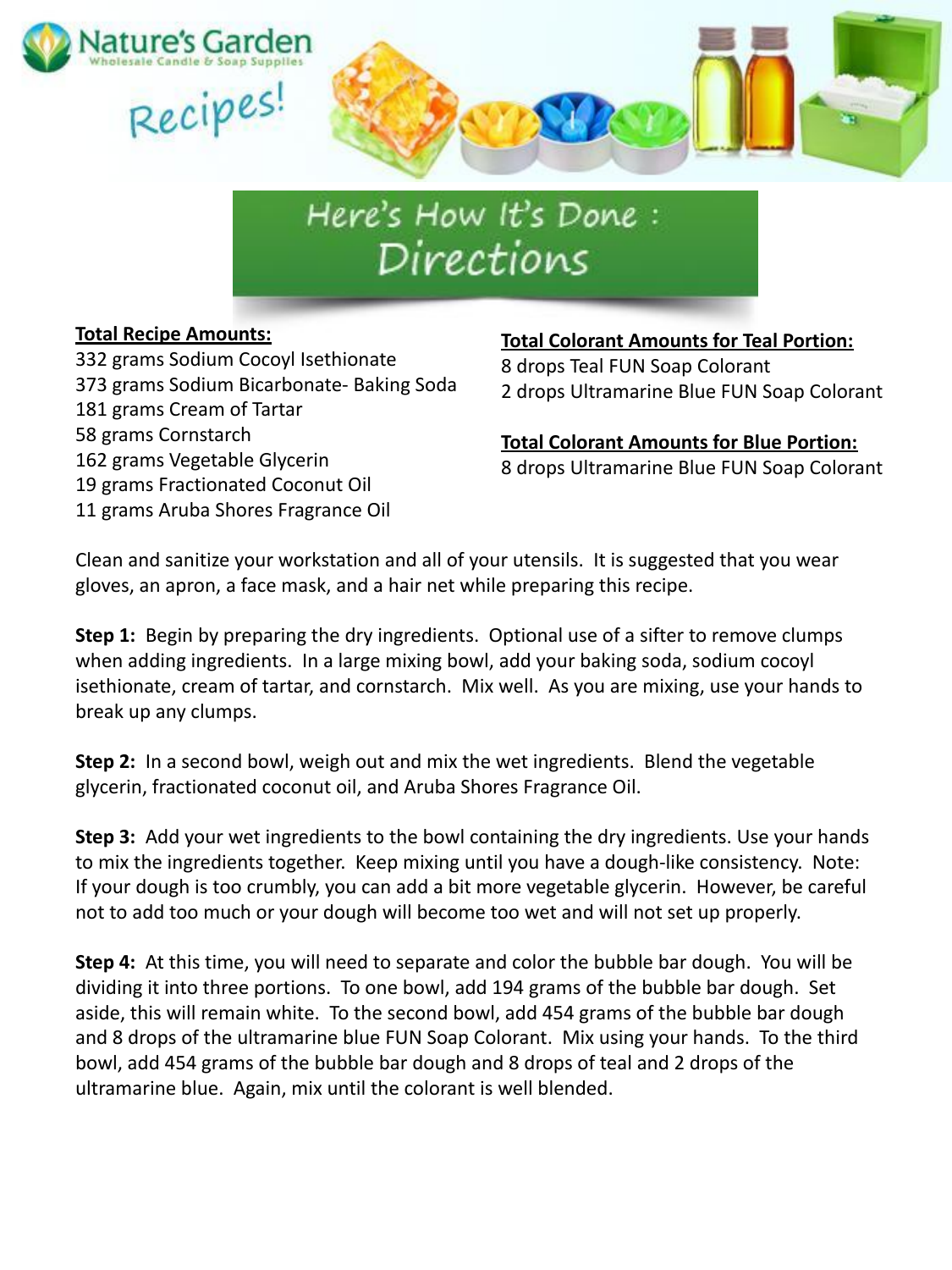# Nature's Garden

Wholesale Candle & Soap Supplies

Recipes!

## Here's How It's Done : Directions

**Total Recipe Amounts:**

332 grams Sodium Cocoyl Isethionate
373 grams Sodium Bicarbonate- Baking Soda
181 grams Cream of Tartar
58 grams Cornstarch
162 grams Vegetable Glycerin
19 grams Fractionated Coconut Oil
11 grams Aruba Shores Fragrance Oil

**Total Colorant Amounts for Teal Portion:**

8 drops Teal FUN Soap Colorant
2 drops Ultramarine Blue FUN Soap Colorant

**Total Colorant Amounts for Blue Portion:**

8 drops Ultramarine Blue FUN Soap Colorant

Clean and sanitize your workstation and all of your utensils. It is suggested that you wear gloves, an apron, a face mask, and a hair net while preparing this recipe.

**Step 1:** Begin by preparing the dry ingredients. Optional use of a sifter to remove clumps when adding ingredients. In a large mixing bowl, add your baking soda, sodium cocoyl isethionate, cream of tartar, and cornstarch. Mix well. As you are mixing, use your hands to break up any clumps.

**Step 2:** In a second bowl, weigh out and mix the wet ingredients. Blend the vegetable glycerin, fractionated coconut oil, and Aruba Shores Fragrance Oil.

**Step 3:** Add your wet ingredients to the bowl containing the dry ingredients. Use your hands to mix the ingredients together. Keep mixing until you have a dough-like consistency. Note: If your dough is too crumbly, you can add a bit more vegetable glycerin. However, be careful not to add too much or your dough will become too wet and will not set up properly.

**Step 4:** At this time, you will need to separate and color the bubble bar dough. You will be dividing it into three portions. To one bowl, add 194 grams of the bubble bar dough. Set aside, this will remain white. To the second bowl, add 454 grams of the bubble bar dough and 8 drops of the ultramarine blue FUN Soap Colorant. Mix using your hands. To the third bowl, add 454 grams of the bubble bar dough and 8 drops of teal and 2 drops of the ultramarine blue. Again, mix until the colorant is well blended.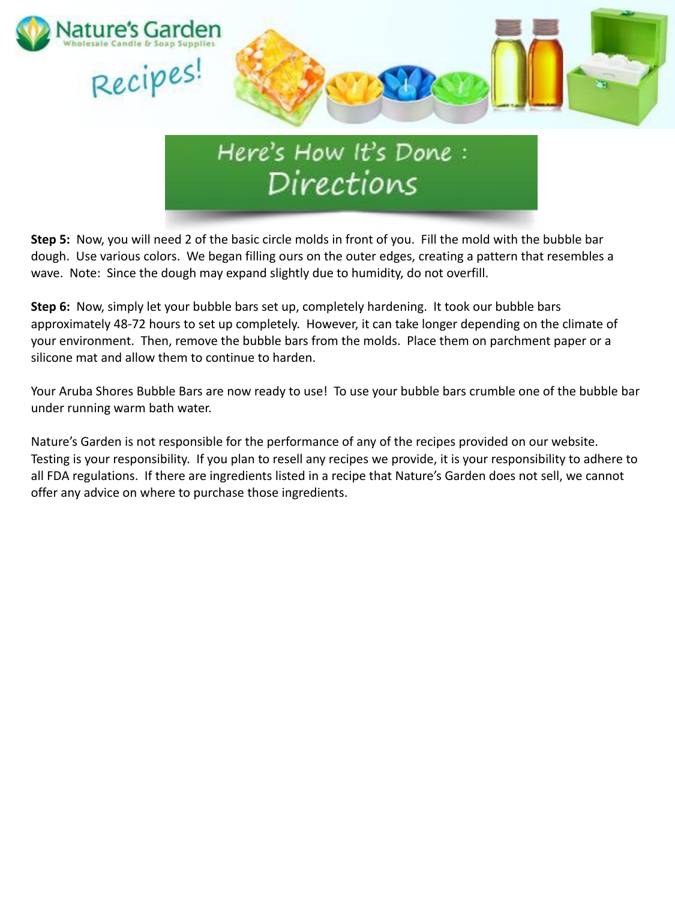## Here's How It's Done : Directions

**Step 5:** Now, you will need 2 of the basic circle molds in front of you. Fill the mold with the bubble bar dough. Use various colors. We began filling ours on the outer edges, creating a pattern that resembles a wave. Note: Since the dough may expand slightly due to humidity, do not overfill.

**Step 6:** Now, simply let your bubble bars set up, completely hardening. It took our bubble bars approximately 48-72 hours to set up completely. However, it can take longer depending on the climate of your environment. Then, remove the bubble bars from the molds. Place them on parchment paper or a silicone mat and allow them to continue to harden.

Your Aruba Shores Bubble Bars are now ready to use! To use your bubble bars crumble one of the bubble bar under running warm bath water.

Nature's Garden is not responsible for the performance of any of the recipes provided on our website. Testing is your responsibility. If you plan to resell any recipes we provide, it is your responsibility to adhere to all FDA regulations. If there are ingredients listed in a recipe that Nature's Garden does not sell, we cannot offer any advice on where to purchase those ingredients.